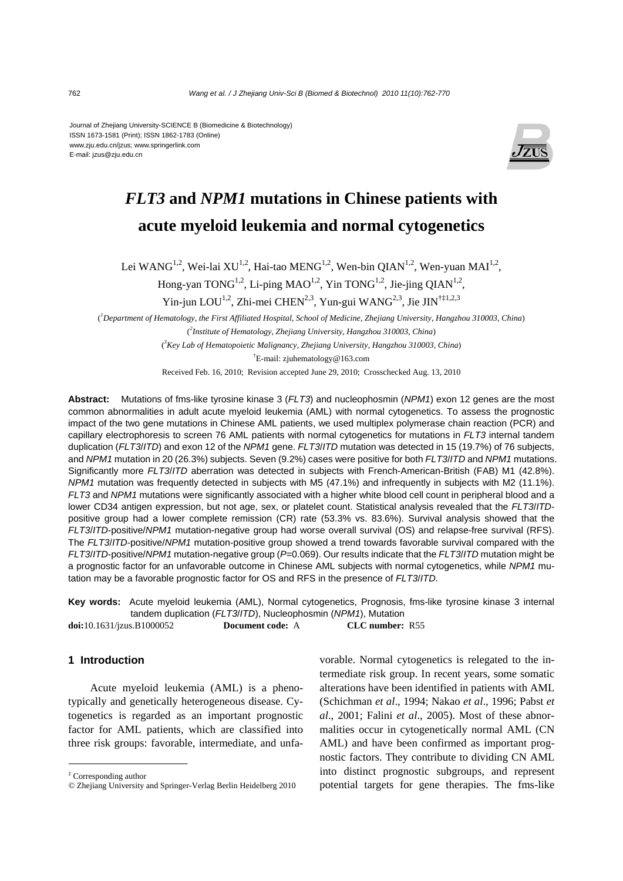Journal of Zhejiang University-SCIENCE B (Biomedicine & Biotechnology)
ISSN 1673-1581 (Print); ISSN 1862-1783 (Online)
www.zju.edu.cn/jzus; www.springerlink.com
E-mail: jzus@zju.edu.cn

# *FLT3* and *NPM1* mutations in Chinese patients with acute myeloid leukemia and normal cytogenetics

Lei WANG[1,2], Wei-lai XU[1,2], Hai-tao MENG[1,2], Wen-bin QIAN[1,2], Wen-yuan MAI[1,2], Hong-yan TONG[1,2], Li-ping MAO[1,2], Yin TONG[1,2], Jie-jing QIAN[1,2], Yin-jun LOU[1,2], Zhi-mei CHEN[2,3], Yun-gui WANG[2,3], Jie JIN[†‡1,2,3]

([1]*Department of Hematology, the First Affiliated Hospital, School of Medicine, Zhejiang University, Hangzhou 310003, China*)

([2]*Institute of Hematology, Zhejiang University, Hangzhou 310003, China*)

([3]*Key Lab of Hematopoietic Malignancy, Zhejiang University, Hangzhou 310003, China*)

[†]E-mail: zjuhematology@163.com

Received Feb. 16, 2010; Revision accepted June 29, 2010; Crosschecked Aug. 13, 2010

**Abstract:** Mutations of fms-like tyrosine kinase 3 (*FLT3*) and nucleophosmin (*NPM1*) exon 12 genes are the most common abnormalities in adult acute myeloid leukemia (AML) with normal cytogenetics. To assess the prognostic impact of the two gene mutations in Chinese AML patients, we used multiplex polymerase chain reaction (PCR) and capillary electrophoresis to screen 76 AML patients with normal cytogenetics for mutations in *FLT3* internal tandem duplication (*FLT3*/*ITD*) and exon 12 of the *NPM1* gene. *FLT3*/*ITD* mutation was detected in 15 (19.7%) of 76 subjects, and *NPM1* mutation in 20 (26.3%) subjects. Seven (9.2%) cases were positive for both *FLT3*/*ITD* and *NPM1* mutations. Significantly more *FLT3*/*ITD* aberration was detected in subjects with French-American-British (FAB) M1 (42.8%). *NPM1* mutation was frequently detected in subjects with M5 (47.1%) and infrequently in subjects with M2 (11.1%). *FLT3* and *NPM1* mutations were significantly associated with a higher white blood cell count in peripheral blood and a lower CD34 antigen expression, but not age, sex, or platelet count. Statistical analysis revealed that the *FLT3*/*ITD*-positive group had a lower complete remission (CR) rate (53.3% vs. 83.6%). Survival analysis showed that the *FLT3*/*ITD*-positive/*NPM1* mutation-negative group had worse overall survival (OS) and relapse-free survival (RFS). The *FLT3*/*ITD*-positive/*NPM1* mutation-positive group showed a trend towards favorable survival compared with the *FLT3*/*ITD*-positive/*NPM1* mutation-negative group ($P$=0.069). Our results indicate that the *FLT3*/*ITD* mutation might be a prognostic factor for an unfavorable outcome in Chinese AML subjects with normal cytogenetics, while *NPM1* mutation may be a favorable prognostic factor for OS and RFS in the presence of *FLT3*/*ITD*.

**Key words:** Acute myeloid leukemia (AML), Normal cytogenetics, Prognosis, fms-like tyrosine kinase 3 internal tandem duplication (*FLT3*/*ITD*), Nucleophosmin (*NPM1*), Mutation

**doi:**10.1631/jzus.B1000052 **Document code:** A **CLC number:** R55

## 1 Introduction

Acute myeloid leukemia (AML) is a phenotypically and genetically heterogeneous disease. Cytogenetics is regarded as an important prognostic factor for AML patients, which are classified into three risk groups: favorable, intermediate, and unfavorable. Normal cytogenetics is relegated to the intermediate risk group. In recent years, some somatic alterations have been identified in patients with AML (Schichman *et al*., 1994; Nakao *et al*., 1996; Pabst *et al*., 2001; Falini *et al*., 2005). Most of these abnormalities occur in cytogenetically normal AML (CN AML) and have been confirmed as important prognostic factors. They contribute to dividing CN AML into distinct prognostic subgroups, and represent potential targets for gene therapies. The fms-like

[‡] Corresponding author

© Zhejiang University and Springer-Verlag Berlin Heidelberg 2010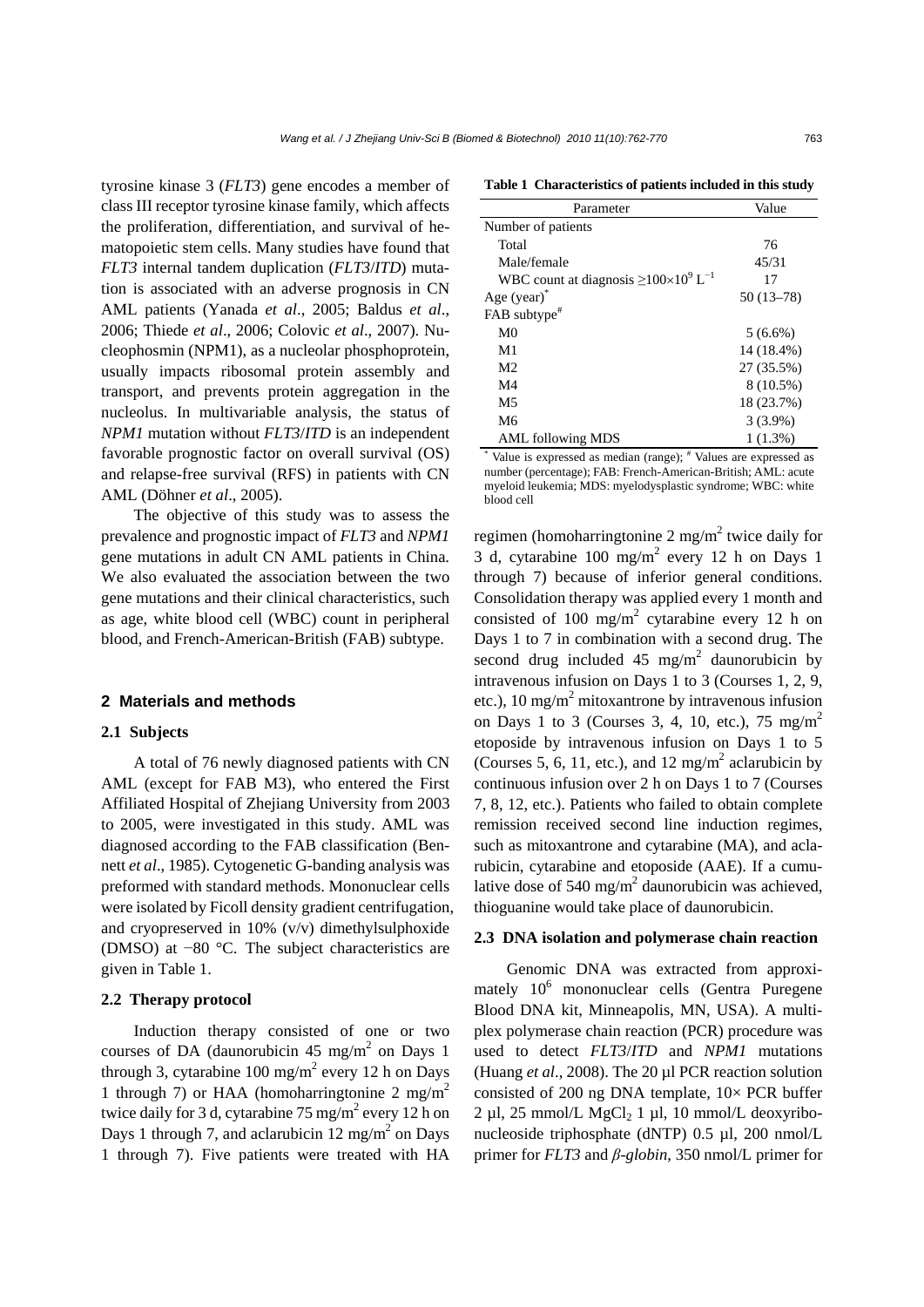tyrosine kinase 3 (*FLT3*) gene encodes a member of class III receptor tyrosine kinase family, which affects the proliferation, differentiation, and survival of hematopoietic stem cells. Many studies have found that *FLT3* internal tandem duplication (*FLT3*/*ITD*) mutation is associated with an adverse prognosis in CN AML patients (Yanada *et al*., 2005; Baldus *et al*., 2006; Thiede *et al*., 2006; Colovic *et al*., 2007). Nucleophosmin (NPM1), as a nucleolar phosphoprotein, usually impacts ribosomal protein assembly and transport, and prevents protein aggregation in the nucleolus. In multivariable analysis, the status of *NPM1* mutation without *FLT3*/*ITD* is an independent favorable prognostic factor on overall survival (OS) and relapse-free survival (RFS) in patients with CN AML (Döhner *et al*., 2005).

The objective of this study was to assess the prevalence and prognostic impact of *FLT3* and *NPM1* gene mutations in adult CN AML patients in China. We also evaluated the association between the two gene mutations and their clinical characteristics, such as age, white blood cell (WBC) count in peripheral blood, and French-American-British (FAB) subtype.

## 2 Materials and methods

### 2.1 Subjects

A total of 76 newly diagnosed patients with CN AML (except for FAB M3), who entered the First Affiliated Hospital of Zhejiang University from 2003 to 2005, were investigated in this study. AML was diagnosed according to the FAB classification (Bennett *et al*., 1985). Cytogenetic G-banding analysis was preformed with standard methods. Mononuclear cells were isolated by Ficoll density gradient centrifugation, and cryopreserved in 10% (v/v) dimethylsulphoxide (DMSO) at −80 °C. The subject characteristics are given in Table 1.

**Table 1 Characteristics of patients included in this study**

| Parameter | Value |
|---|---|
| Number of patients | |
| Total | 76 |
| Male/female | 45/31 |
| WBC count at diagnosis $\geq 100\times10^9$ $L^{-1}$ | 17 |
| Age (year)* | 50 (13–78) |
| FAB subtype# | |
| M0 | 5 (6.6%) |
| M1 | 14 (18.4%) |
| M2 | 27 (35.5%) |
| M4 | 8 (10.5%) |
| M5 | 18 (23.7%) |
| M6 | 3 (3.9%) |
| AML following MDS | 1 (1.3%) |

\* Value is expressed as median (range); # Values are expressed as number (percentage); FAB: French-American-British; AML: acute myeloid leukemia; MDS: myelodysplastic syndrome; WBC: white blood cell

### 2.2 Therapy protocol

Induction therapy consisted of one or two courses of DA (daunorubicin 45 mg/m$^2$ on Days 1 through 3, cytarabine 100 mg/m$^2$ every 12 h on Days 1 through 7) or HAA (homoharringtonine 2 mg/m$^2$ twice daily for 3 d, cytarabine 75 mg/m$^2$ every 12 h on Days 1 through 7, and aclarubicin 12 mg/m$^2$ on Days 1 through 7). Five patients were treated with HA regimen (homoharringtonine 2 mg/m$^2$ twice daily for 3 d, cytarabine 100 mg/m$^2$ every 12 h on Days 1 through 7) because of inferior general conditions. Consolidation therapy was applied every 1 month and consisted of 100 mg/m$^2$ cytarabine every 12 h on Days 1 to 7 in combination with a second drug. The second drug included 45 mg/m$^2$ daunorubicin by intravenous infusion on Days 1 to 3 (Courses 1, 2, 9, etc.), 10 mg/m$^2$ mitoxantrone by intravenous infusion on Days 1 to 3 (Courses 3, 4, 10, etc.), 75 mg/m$^2$ etoposide by intravenous infusion on Days 1 to 5 (Courses 5, 6, 11, etc.), and 12 mg/m$^2$ aclarubicin by continuous infusion over 2 h on Days 1 to 7 (Courses 7, 8, 12, etc.). Patients who failed to obtain complete remission received second line induction regimes, such as mitoxantrone and cytarabine (MA), and aclarubicin, cytarabine and etoposide (AAE). If a cumulative dose of 540 mg/m$^2$ daunorubicin was achieved, thioguanine would take place of daunorubicin.

### 2.3 DNA isolation and polymerase chain reaction

Genomic DNA was extracted from approximately $10^6$ mononuclear cells (Gentra Puregene Blood DNA kit, Minneapolis, MN, USA). A multiplex polymerase chain reaction (PCR) procedure was used to detect *FLT3*/*ITD* and *NPM1* mutations (Huang *et al*., 2008). The 20 µl PCR reaction solution consisted of 200 ng DNA template, 10× PCR buffer 2 µl, 25 mmol/L $MgCl_2$ 1 µl, 10 mmol/L deoxyribonucleoside triphosphate (dNTP) 0.5 µl, 200 nmol/L primer for *FLT3* and *β-globin*, 350 nmol/L primer for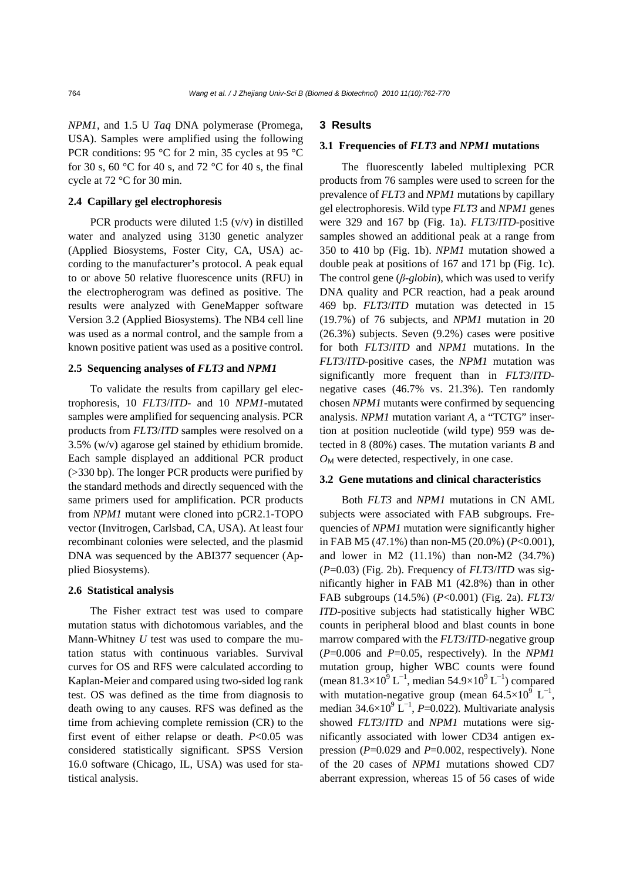*NPM1*, and 1.5 U *Taq* DNA polymerase (Promega, USA). Samples were amplified using the following PCR conditions: 95 °C for 2 min, 35 cycles at 95 °C for 30 s, 60 °C for 40 s, and 72 °C for 40 s, the final cycle at 72 °C for 30 min.

### 2.4 Capillary gel electrophoresis

PCR products were diluted 1:5 (v/v) in distilled water and analyzed using 3130 genetic analyzer (Applied Biosystems, Foster City, CA, USA) according to the manufacturer's protocol. A peak equal to or above 50 relative fluorescence units (RFU) in the electropherogram was defined as positive. The results were analyzed with GeneMapper software Version 3.2 (Applied Biosystems). The NB4 cell line was used as a normal control, and the sample from a known positive patient was used as a positive control.

### 2.5 Sequencing analyses of *FLT3* and *NPM1*

To validate the results from capillary gel electrophoresis, 10 *FLT3*/*ITD*- and 10 *NPM1*-mutated samples were amplified for sequencing analysis. PCR products from *FLT3*/*ITD* samples were resolved on a 3.5% (w/v) agarose gel stained by ethidium bromide. Each sample displayed an additional PCR product (>330 bp). The longer PCR products were purified by the standard methods and directly sequenced with the same primers used for amplification. PCR products from *NPM1* mutant were cloned into pCR2.1-TOPO vector (Invitrogen, Carlsbad, CA, USA). At least four recombinant colonies were selected, and the plasmid DNA was sequenced by the ABI377 sequencer (Applied Biosystems).

### 2.6 Statistical analysis

The Fisher extract test was used to compare mutation status with dichotomous variables, and the Mann-Whitney *U* test was used to compare the mutation status with continuous variables. Survival curves for OS and RFS were calculated according to Kaplan-Meier and compared using two-sided log rank test. OS was defined as the time from diagnosis to death owing to any causes. RFS was defined as the time from achieving complete remission (CR) to the first event of either relapse or death. $P<0.05$ was considered statistically significant. SPSS Version 16.0 software (Chicago, IL, USA) was used for statistical analysis.

## 3 Results

### 3.1 Frequencies of *FLT3* and *NPM1* mutations

The fluorescently labeled multiplexing PCR products from 76 samples were used to screen for the prevalence of *FLT3* and *NPM1* mutations by capillary gel electrophoresis. Wild type *FLT3* and *NPM1* genes were 329 and 167 bp (Fig. 1a). *FLT3*/*ITD*-positive samples showed an additional peak at a range from 350 to 410 bp (Fig. 1b). *NPM1* mutation showed a double peak at positions of 167 and 171 bp (Fig. 1c). The control gene (*β-globin*), which was used to verify DNA quality and PCR reaction, had a peak around 469 bp. *FLT3*/*ITD* mutation was detected in 15 (19.7%) of 76 subjects, and *NPM1* mutation in 20 (26.3%) subjects. Seven (9.2%) cases were positive for both *FLT3*/*ITD* and *NPM1* mutations. In the *FLT3*/*ITD*-positive cases, the *NPM1* mutation was significantly more frequent than in *FLT3*/*ITD*-negative cases (46.7% vs. 21.3%). Ten randomly chosen *NPM1* mutants were confirmed by sequencing analysis. *NPM1* mutation variant *A*, a "TCTG" insertion at position nucleotide (wild type) 959 was detected in 8 (80%) cases. The mutation variants *B* and $O_M$ were detected, respectively, in one case.

### 3.2 Gene mutations and clinical characteristics

Both *FLT3* and *NPM1* mutations in CN AML subjects were associated with FAB subgroups. Frequencies of *NPM1* mutation were significantly higher in FAB M5 (47.1%) than non-M5 (20.0%) ($P<0.001$), and lower in M2 (11.1%) than non-M2 (34.7%) ($P=0.03$) (Fig. 2b). Frequency of *FLT3*/*ITD* was significantly higher in FAB M1 (42.8%) than in other FAB subgroups (14.5%) ($P<0.001$) (Fig. 2a). *FLT3*/*ITD*-positive subjects had statistically higher WBC counts in peripheral blood and blast counts in bone marrow compared with the *FLT3*/*ITD*-negative group ($P=0.006$ and $P=0.05$, respectively). In the *NPM1* mutation group, higher WBC counts were found (mean $81.3\times10^9$ $L^{-1}$, median $54.9\times10^9$ $L^{-1}$) compared with mutation-negative group (mean $64.5\times10^9$ $L^{-1}$, median $34.6\times10^9$ $L^{-1}$, $P=0.022$). Multivariate analysis showed *FLT3*/*ITD* and *NPM1* mutations were significantly associated with lower CD34 antigen expression ($P=0.029$ and $P=0.002$, respectively). None of the 20 cases of *NPM1* mutations showed CD7 aberrant expression, whereas 15 of 56 cases of wide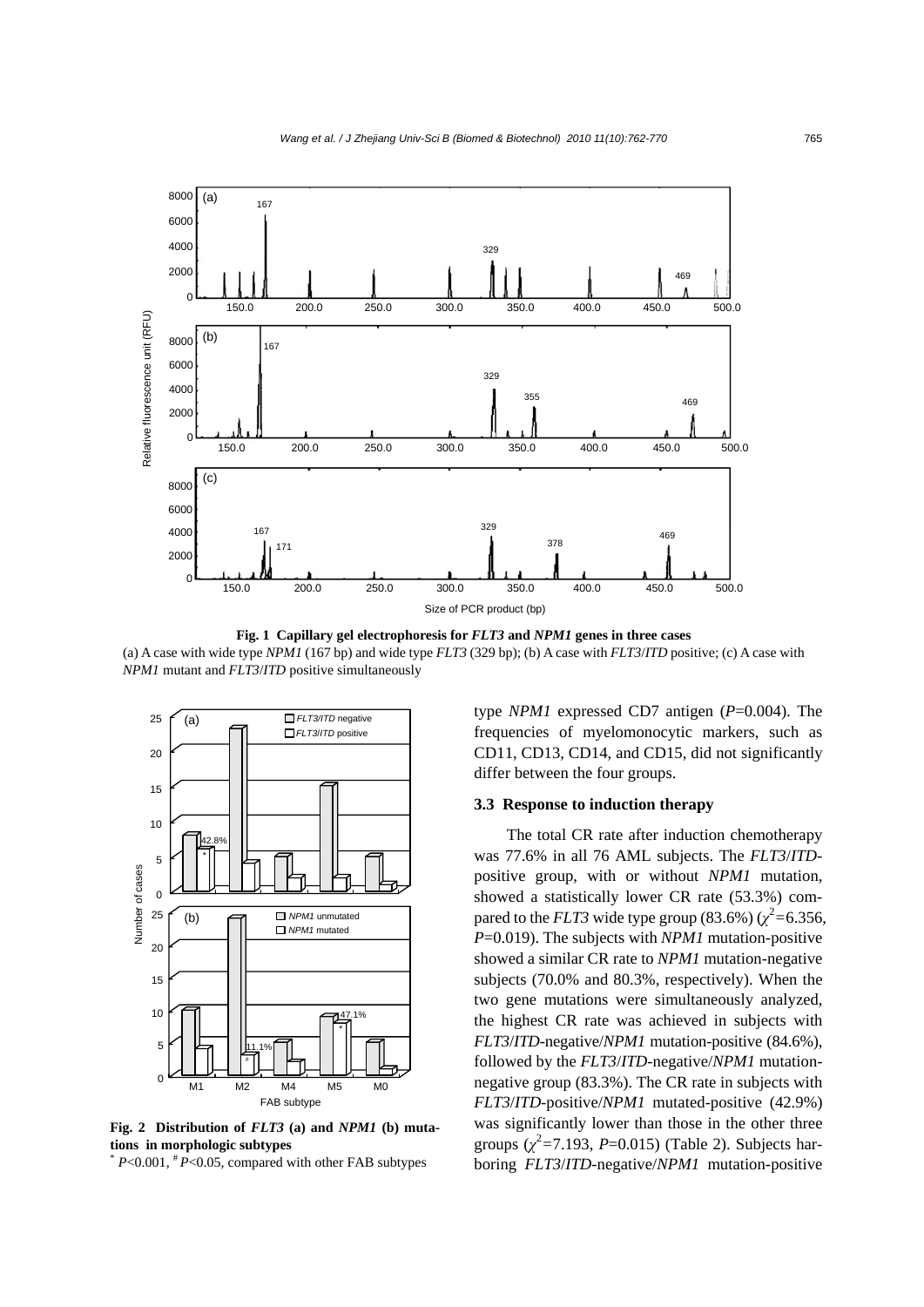**Fig. 1 Capillary gel electrophoresis for *FLT3* and *NPM1* genes in three cases**

(a) A case with wide type *NPM1* (167 bp) and wide type *FLT3* (329 bp); (b) A case with *FLT3*/*ITD* positive; (c) A case with *NPM1* mutant and *FLT3*/*ITD* positive simultaneously

**Fig. 2 Distribution of *FLT3* (a) and *NPM1* (b) mutations in morphologic subtypes**

$^{*}$ $P$<0.001, $^{\#}$ $P$<0.05, compared with other FAB subtypes

type *NPM1* expressed CD7 antigen ($P$=0.004). The frequencies of myelomonocytic markers, such as CD11, CD13, CD14, and CD15, did not significantly differ between the four groups.

### 3.3 Response to induction therapy

The total CR rate after induction chemotherapy was 77.6% in all 76 AML subjects. The *FLT3*/*ITD*-positive group, with or without *NPM1* mutation, showed a statistically lower CR rate (53.3%) compared to the *FLT3* wide type group (83.6%) ($\chi^2$=6.356, $P$=0.019). The subjects with *NPM1* mutation-positive showed a similar CR rate to *NPM1* mutation-negative subjects (70.0% and 80.3%, respectively). When the two gene mutations were simultaneously analyzed, the highest CR rate was achieved in subjects with *FLT3*/*ITD*-negative/*NPM1* mutation-positive (84.6%), followed by the *FLT3*/*ITD*-negative/*NPM1* mutation-negative group (83.3%). The CR rate in subjects with *FLT3*/*ITD*-positive/*NPM1* mutated-positive (42.9%) was significantly lower than those in the other three groups ($\chi^2$=7.193, $P$=0.015) (Table 2). Subjects harboring *FLT3*/*ITD*-negative/*NPM1* mutation-positive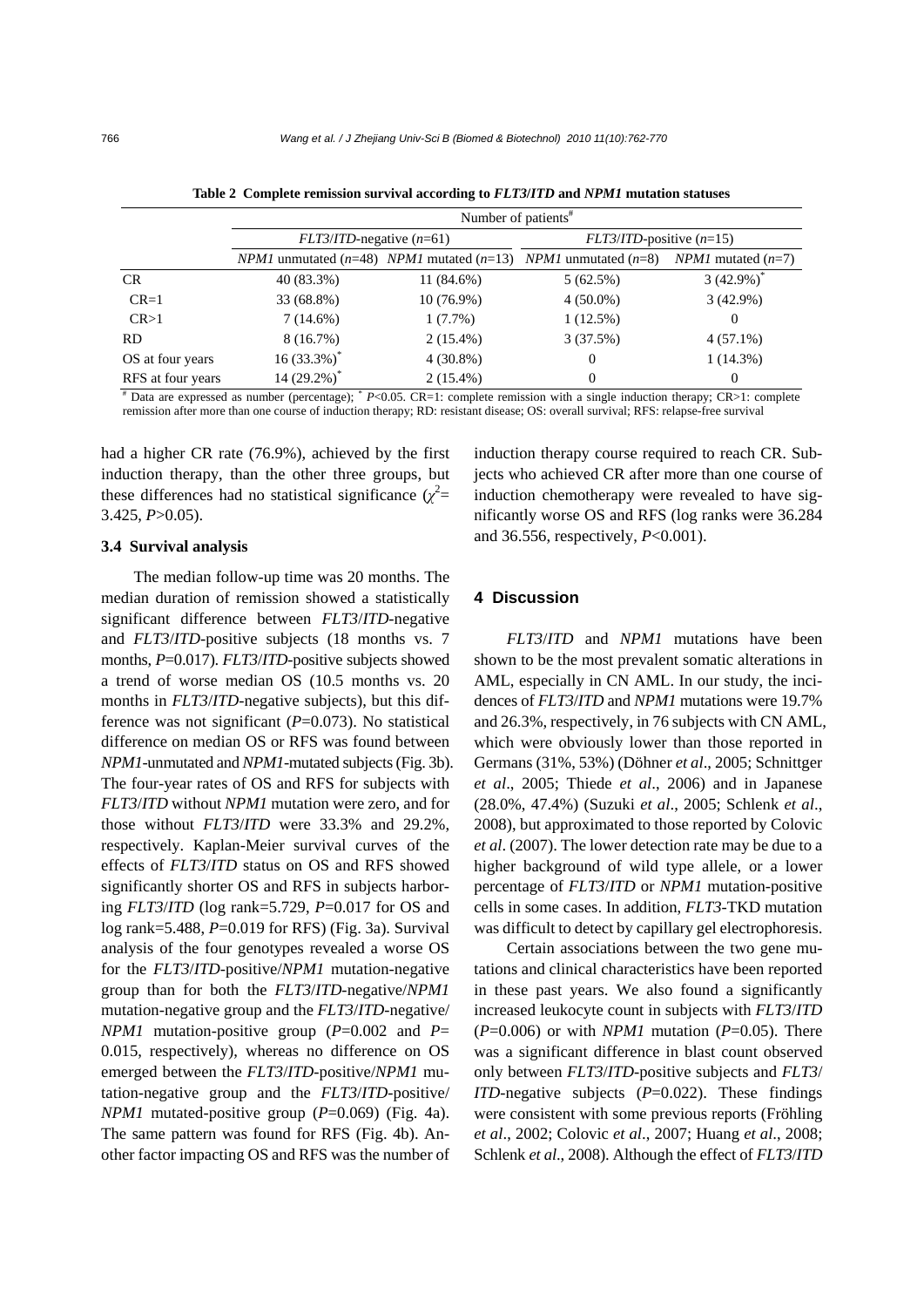**Table 2 Complete remission survival according to *FLT3*/*ITD* and *NPM1* mutation statuses**

| | Number of patients# | | | |
|---|---|---|---|---|
| | *FLT3*/*ITD*-negative (*n*=61) | | *FLT3*/*ITD*-positive (*n*=15) | |
| | *NPM1* unmutated (*n*=48) | *NPM1* mutated (*n*=13) | *NPM1* unmutated (*n*=8) | *NPM1* mutated (*n*=7) |
| CR | 40 (83.3%) | 11 (84.6%) | 5 (62.5%) | 3 (42.9%)* |
| CR=1 | 33 (68.8%) | 10 (76.9%) | 4 (50.0%) | 3 (42.9%) |
| CR>1 | 7 (14.6%) | 1 (7.7%) | 1 (12.5%) | 0 |
| RD | 8 (16.7%) | 2 (15.4%) | 3 (37.5%) | 4 (57.1%) |
| OS at four years | 16 (33.3%)* | 4 (30.8%) | 0 | 1 (14.3%) |
| RFS at four years | 14 (29.2%)* | 2 (15.4%) | 0 | 0 |

# Data are expressed as number (percentage); * $P<0.05$. CR=1: complete remission with a single induction therapy; CR>1: complete remission after more than one course of induction therapy; RD: resistant disease; OS: overall survival; RFS: relapse-free survival

had a higher CR rate (76.9%), achieved by the first induction therapy, than the other three groups, but these differences had no statistical significance ($\chi^2$=3.425, $P$>0.05).

### 3.4 Survival analysis

The median follow-up time was 20 months. The median duration of remission showed a statistically significant difference between *FLT3*/*ITD*-negative and *FLT3*/*ITD*-positive subjects (18 months vs. 7 months, $P$=0.017). *FLT3*/*ITD*-positive subjects showed a trend of worse median OS (10.5 months vs. 20 months in *FLT3*/*ITD*-negative subjects), but this difference was not significant ($P$=0.073). No statistical difference on median OS or RFS was found between *NPM1*-unmutated and *NPM1*-mutated subjects (Fig. 3b). The four-year rates of OS and RFS for subjects with *FLT3*/*ITD* without *NPM1* mutation were zero, and for those without *FLT3*/*ITD* were 33.3% and 29.2%, respectively. Kaplan-Meier survival curves of the effects of *FLT3*/*ITD* status on OS and RFS showed significantly shorter OS and RFS in subjects harboring *FLT3*/*ITD* (log rank=5.729, $P$=0.017 for OS and log rank=5.488, $P$=0.019 for RFS) (Fig. 3a). Survival analysis of the four genotypes revealed a worse OS for the *FLT3*/*ITD*-positive/*NPM1* mutation-negative group than for both the *FLT3*/*ITD*-negative/*NPM1* mutation-negative group and the *FLT3*/*ITD*-negative/*NPM1* mutation-positive group ($P$=0.002 and $P$=0.015, respectively), whereas no difference on OS emerged between the *FLT3*/*ITD*-positive/*NPM1* mutation-negative group and the *FLT3*/*ITD*-positive/*NPM1* mutated-positive group ($P$=0.069) (Fig. 4a). The same pattern was found for RFS (Fig. 4b). Another factor impacting OS and RFS was the number of induction therapy course required to reach CR. Subjects who achieved CR after more than one course of induction chemotherapy were revealed to have significantly worse OS and RFS (log ranks were 36.284 and 36.556, respectively, $P$<0.001).

## 4 Discussion

*FLT3*/*ITD* and *NPM1* mutations have been shown to be the most prevalent somatic alterations in AML, especially in CN AML. In our study, the incidences of *FLT3*/*ITD* and *NPM1* mutations were 19.7% and 26.3%, respectively, in 76 subjects with CN AML, which were obviously lower than those reported in Germans (31%, 53%) (Döhner *et al*., 2005; Schnittger *et al*., 2005; Thiede *et al*., 2006) and in Japanese (28.0%, 47.4%) (Suzuki *et al*., 2005; Schlenk *et al*., 2008), but approximated to those reported by Colovic *et al*. (2007). The lower detection rate may be due to a higher background of wild type allele, or a lower percentage of *FLT3*/*ITD* or *NPM1* mutation-positive cells in some cases. In addition, *FLT3*-TKD mutation was difficult to detect by capillary gel electrophoresis.

Certain associations between the two gene mutations and clinical characteristics have been reported in these past years. We also found a significantly increased leukocyte count in subjects with *FLT3*/*ITD* ($P$=0.006) or with *NPM1* mutation ($P$=0.05). There was a significant difference in blast count observed only between *FLT3*/*ITD*-positive subjects and *FLT3*/*ITD*-negative subjects ($P$=0.022). These findings were consistent with some previous reports (Fröhling *et al*., 2002; Colovic *et al*., 2007; Huang *et al*., 2008; Schlenk *et al*., 2008). Although the effect of *FLT3*/*ITD*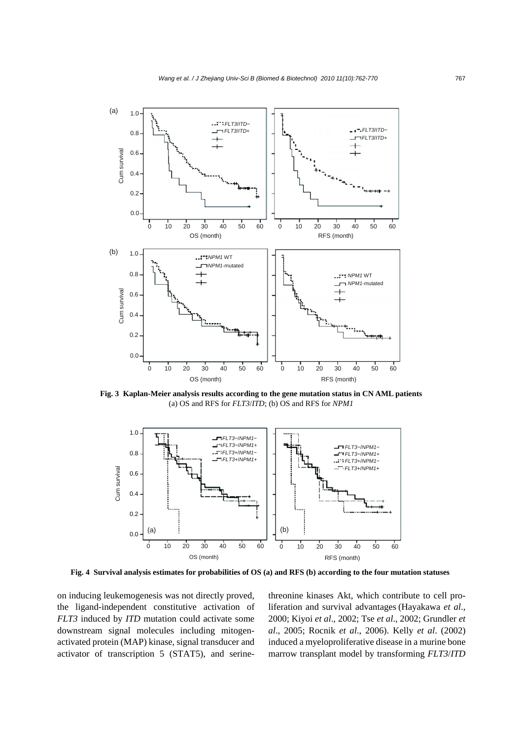**Fig. 3 Kaplan-Meier analysis results according to the gene mutation status in CN AML patients**
(a) OS and RFS for *FLT3*/*ITD*; (b) OS and RFS for *NPM1*

**Fig. 4 Survival analysis estimates for probabilities of OS (a) and RFS (b) according to the four mutation statuses**

on inducing leukemogenesis was not directly proved, the ligand-independent constitutive activation of *FLT3* induced by *ITD* mutation could activate some downstream signal molecules including mitogen-activated protein (MAP) kinase, signal transducer and activator of transcription 5 (STAT5), and serine-threonine kinases Akt, which contribute to cell proliferation and survival advantages (Hayakawa *et al*., 2000; Kiyoi *et al*., 2002; Tse *et al*., 2002; Grundler *et al*., 2005; Rocnik *et al*., 2006). Kelly *et al*. (2002) induced a myeloproliferative disease in a murine bone marrow transplant model by transforming *FLT3*/*ITD*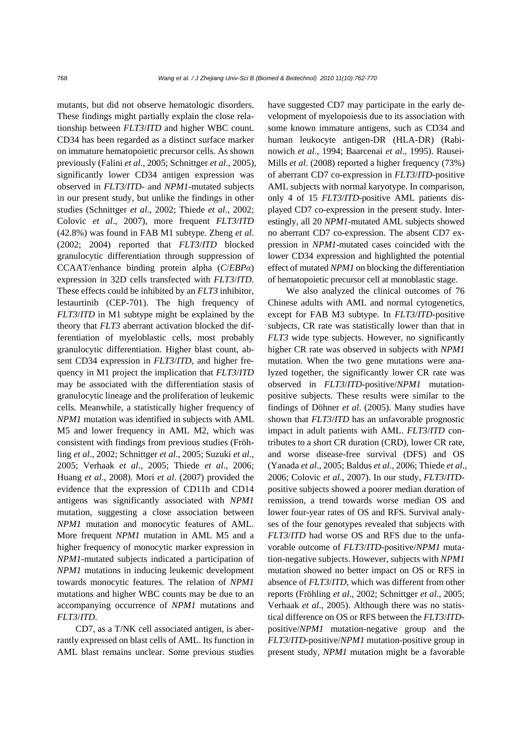mutants, but did not observe hematologic disorders. These findings might partially explain the close relationship between *FLT3*/*ITD* and higher WBC count. CD34 has been regarded as a distinct surface marker on immature hematopoietic precursor cells. As shown previously (Falini *et al*., 2005; Schnittger *et al*., 2005), significantly lower CD34 antigen expression was observed in *FLT3*/*ITD*- and *NPM1*-mutated subjects in our present study, but unlike the findings in other studies (Schnittger *et al*., 2002; Thiede *et al*., 2002; Colovic *et al*., 2007), more frequent *FLT3*/*ITD* (42.8%) was found in FAB M1 subtype. Zheng *et al*. (2002; 2004) reported that *FLT3*/*ITD* blocked granulocytic differentiation through suppression of CCAAT/enhance binding protein alpha (*C*/*EBPα*) expression in 32D cells transfected with *FLT3*/*ITD*. These effects could be inhibited by an *FLT3* inhibitor, lestaurtinib (CEP-701). The high frequency of *FLT3*/*ITD* in M1 subtype might be explained by the theory that *FLT3* aberrant activation blocked the differentiation of myeloblastic cells, most probably granulocytic differentiation. Higher blast count, absent CD34 expression in *FLT3*/*ITD*, and higher frequency in M1 project the implication that *FLT3*/*ITD* may be associated with the differentiation stasis of granulocytic lineage and the proliferation of leukemic cells. Meanwhile, a statistically higher frequency of *NPM1* mutation was identified in subjects with AML M5 and lower frequency in AML M2, which was consistent with findings from previous studies (Fröhling *et al*., 2002; Schnittger *et al*., 2005; Suzuki *et al*., 2005; Verhaak *et al*., 2005; Thiede *et al*., 2006; Huang *et al*., 2008). Mori *et al*. (2007) provided the evidence that the expression of CD11b and CD14 antigens was significantly associated with *NPM1* mutation, suggesting a close association between *NPM1* mutation and monocytic features of AML. More frequent *NPM1* mutation in AML M5 and a higher frequency of monocytic marker expression in *NPM1*-mutated subjects indicated a participation of *NPM1* mutations in inducing leukemic development towards monocytic features. The relation of *NPM1* mutations and higher WBC counts may be due to an accompanying occurrence of *NPM1* mutations and *FLT3*/*ITD*.

CD7, as a T/NK cell associated antigen, is aberrantly expressed on blast cells of AML. Its function in AML blast remains unclear. Some previous studies have suggested CD7 may participate in the early development of myelopoiesis due to its association with some known immature antigens, such as CD34 and human leukocyte antigen-DR (HLA-DR) (Rabinowich *et al*., 1994; Baarcenai *et al*., 1995). Rausei-Mills *et al*. (2008) reported a higher frequency (73%) of aberrant CD7 co-expression in *FLT3*/*ITD*-positive AML subjects with normal karyotype. In comparison, only 4 of 15 *FLT3*/*ITD*-positive AML patients displayed CD7 co-expression in the present study. Interestingly, all 20 *NPM1*-mutated AML subjects showed no aberrant CD7 co-expression. The absent CD7 expression in *NPM1*-mutated cases coincided with the lower CD34 expression and highlighted the potential effect of mutated *NPM1* on blocking the differentiation of hematopoietic precursor cell at monoblastic stage.

We also analyzed the clinical outcomes of 76 Chinese adults with AML and normal cytogenetics, except for FAB M3 subtype. In *FLT3*/*ITD*-positive subjects, CR rate was statistically lower than that in *FLT3* wide type subjects. However, no significantly higher CR rate was observed in subjects with *NPM1* mutation. When the two gene mutations were analyzed together, the significantly lower CR rate was observed in *FLT3*/*ITD*-positive/*NPM1* mutation-positive subjects. These results were similar to the findings of Döhner *et al*. (2005). Many studies have shown that *FLT3*/*ITD* has an unfavorable prognostic impact in adult patients with AML. *FLT3*/*ITD* contributes to a short CR duration (CRD), lower CR rate, and worse disease-free survival (DFS) and OS (Yanada *et al*., 2005; Baldus *et al*., 2006; Thiede *et al*., 2006; Colovic *et al*., 2007). In our study, *FLT3*/*ITD*-positive subjects showed a poorer median duration of remission, a trend towards worse median OS and lower four-year rates of OS and RFS. Survival analyses of the four genotypes revealed that subjects with *FLT3*/*ITD* had worse OS and RFS due to the unfavorable outcome of *FLT3*/*ITD*-positive/*NPM1* mutation-negative subjects. However, subjects with *NPM1* mutation showed no better impact on OS or RFS in absence of *FLT3*/*ITD*, which was different from other reports (Fröhling *et al*., 2002; Schnittger *et al*., 2005; Verhaak *et al*., 2005). Although there was no statistical difference on OS or RFS between the *FLT3*/*ITD*-positive/*NPM1* mutation-negative group and the *FLT3*/*ITD*-positive/*NPM1* mutation-positive group in present study, *NPM1* mutation might be a favorable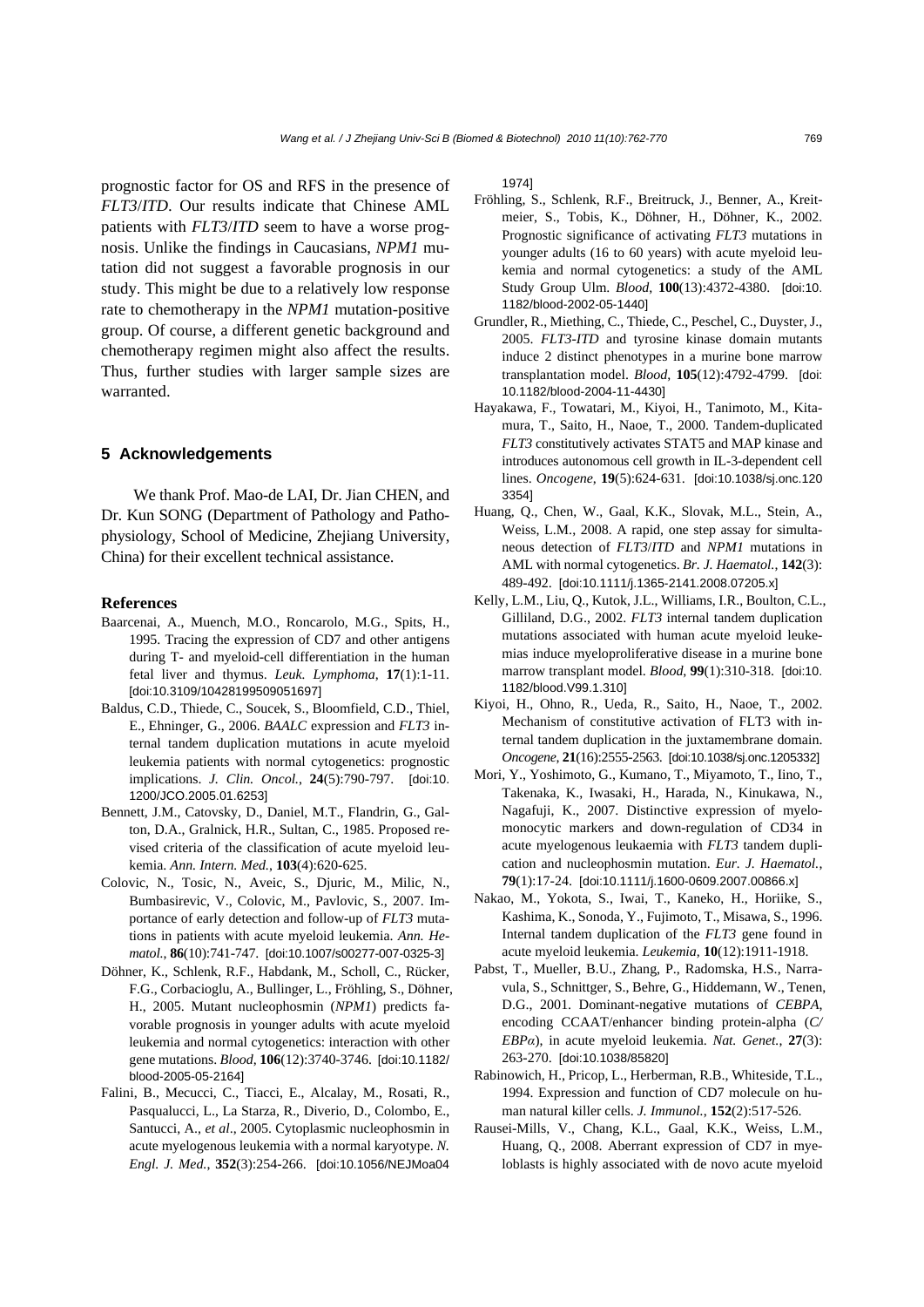prognostic factor for OS and RFS in the presence of *FLT3/ITD*. Our results indicate that Chinese AML patients with *FLT3/ITD* seem to have a worse prognosis. Unlike the findings in Caucasians, *NPM1* mutation did not suggest a favorable prognosis in our study. This might be due to a relatively low response rate to chemotherapy in the *NPM1* mutation-positive group. Of course, a different genetic background and chemotherapy regimen might also affect the results. Thus, further studies with larger sample sizes are warranted.

## 5 Acknowledgements

We thank Prof. Mao-de LAI, Dr. Jian CHEN, and Dr. Kun SONG (Department of Pathology and Pathophysiology, School of Medicine, Zhejiang University, China) for their excellent technical assistance.

### References

Baarcenai, A., Muench, M.O., Roncarolo, M.G., Spits, H., 1995. Tracing the expression of CD7 and other antigens during T- and myeloid-cell differentiation in the human fetal liver and thymus. *Leuk. Lymphoma*, **17**(1):1-11. [doi:10.3109/10428199509051697]

Baldus, C.D., Thiede, C., Soucek, S., Bloomfield, C.D., Thiel, E., Ehninger, G., 2006. *BAALC* expression and *FLT3* internal tandem duplication mutations in acute myeloid leukemia patients with normal cytogenetics: prognostic implications. *J. Clin. Oncol.*, **24**(5):790-797. [doi:10.1200/JCO.2005.01.6253]

Bennett, J.M., Catovsky, D., Daniel, M.T., Flandrin, G., Galton, D.A., Gralnick, H.R., Sultan, C., 1985. Proposed revised criteria of the classification of acute myeloid leukemia. *Ann. Intern. Med.*, **103**(4):620-625.

Colovic, N., Tosic, N., Aveic, S., Djuric, M., Milic, N., Bumbasirevic, V., Colovic, M., Pavlovic, S., 2007. Importance of early detection and follow-up of *FLT3* mutations in patients with acute myeloid leukemia. *Ann. Hematol.*, **86**(10):741-747. [doi:10.1007/s00277-007-0325-3]

Döhner, K., Schlenk, R.F., Habdank, M., Scholl, C., Rücker, F.G., Corbacioglu, A., Bullinger, L., Fröhling, S., Döhner, H., 2005. Mutant nucleophosmin (*NPM1*) predicts favorable prognosis in younger adults with acute myeloid leukemia and normal cytogenetics: interaction with other gene mutations. *Blood*, **106**(12):3740-3746. [doi:10.1182/blood-2005-05-2164]

Falini, B., Mecucci, C., Tiacci, E., Alcalay, M., Rosati, R., Pasqualucci, L., La Starza, R., Diverio, D., Colombo, E., Santucci, A., *et al*., 2005. Cytoplasmic nucleophosmin in acute myelogenous leukemia with a normal karyotype. *N. Engl. J. Med.*, **352**(3):254-266. [doi:10.1056/NEJMoa041974]

Fröhling, S., Schlenk, R.F., Breitruck, J., Benner, A., Kreitmeier, S., Tobis, K., Döhner, H., Döhner, K., 2002. Prognostic significance of activating *FLT3* mutations in younger adults (16 to 60 years) with acute myeloid leukemia and normal cytogenetics: a study of the AML Study Group Ulm. *Blood*, **100**(13):4372-4380. [doi:10.1182/blood-2002-05-1440]

Grundler, R., Miething, C., Thiede, C., Peschel, C., Duyster, J., 2005. *FLT3-ITD* and tyrosine kinase domain mutants induce 2 distinct phenotypes in a murine bone marrow transplantation model. *Blood*, **105**(12):4792-4799. [doi:10.1182/blood-2004-11-4430]

Hayakawa, F., Towatari, M., Kiyoi, H., Tanimoto, M., Kitamura, T., Saito, H., Naoe, T., 2000. Tandem-duplicated *FLT3* constitutively activates STAT5 and MAP kinase and introduces autonomous cell growth in IL-3-dependent cell lines. *Oncogene*, **19**(5):624-631. [doi:10.1038/sj.onc.1203354]

Huang, Q., Chen, W., Gaal, K.K., Slovak, M.L., Stein, A., Weiss, L.M., 2008. A rapid, one step assay for simultaneous detection of *FLT3/ITD* and *NPM1* mutations in AML with normal cytogenetics. *Br. J. Haematol.*, **142**(3):489-492. [doi:10.1111/j.1365-2141.2008.07205.x]

Kelly, L.M., Liu, Q., Kutok, J.L., Williams, I.R., Boulton, C.L., Gilliland, D.G., 2002. *FLT3* internal tandem duplication mutations associated with human acute myeloid leukemias induce myeloproliferative disease in a murine bone marrow transplant model. *Blood*, **99**(1):310-318. [doi:10.1182/blood.V99.1.310]

Kiyoi, H., Ohno, R., Ueda, R., Saito, H., Naoe, T., 2002. Mechanism of constitutive activation of FLT3 with internal tandem duplication in the juxtamembrane domain. *Oncogene*, **21**(16):2555-2563. [doi:10.1038/sj.onc.1205332]

Mori, Y., Yoshimoto, G., Kumano, T., Miyamoto, T., Iino, T., Takenaka, K., Iwasaki, H., Harada, N., Kinukawa, N., Nagafuji, K., 2007. Distinctive expression of myelomonocytic markers and down-regulation of CD34 in acute myelogenous leukaemia with *FLT3* tandem duplication and nucleophosmin mutation. *Eur. J. Haematol.*, **79**(1):17-24. [doi:10.1111/j.1600-0609.2007.00866.x]

Nakao, M., Yokota, S., Iwai, T., Kaneko, H., Horiike, S., Kashima, K., Sonoda, Y., Fujimoto, T., Misawa, S., 1996. Internal tandem duplication of the *FLT3* gene found in acute myeloid leukemia. *Leukemia*, **10**(12):1911-1918.

Pabst, T., Mueller, B.U., Zhang, P., Radomska, H.S., Narravula, S., Schnittger, S., Behre, G., Hiddemann, W., Tenen, D.G., 2001. Dominant-negative mutations of *CEBPA*, encoding CCAAT/enhancer binding protein-alpha (*C/EBPα*), in acute myeloid leukemia. *Nat. Genet.*, **27**(3):263-270. [doi:10.1038/85820]

Rabinowich, H., Pricop, L., Herberman, R.B., Whiteside, T.L., 1994. Expression and function of CD7 molecule on human natural killer cells. *J. Immunol.*, **152**(2):517-526.

Rausei-Mills, V., Chang, K.L., Gaal, K.K., Weiss, L.M., Huang, Q., 2008. Aberrant expression of CD7 in myeloblasts is highly associated with de novo acute myeloid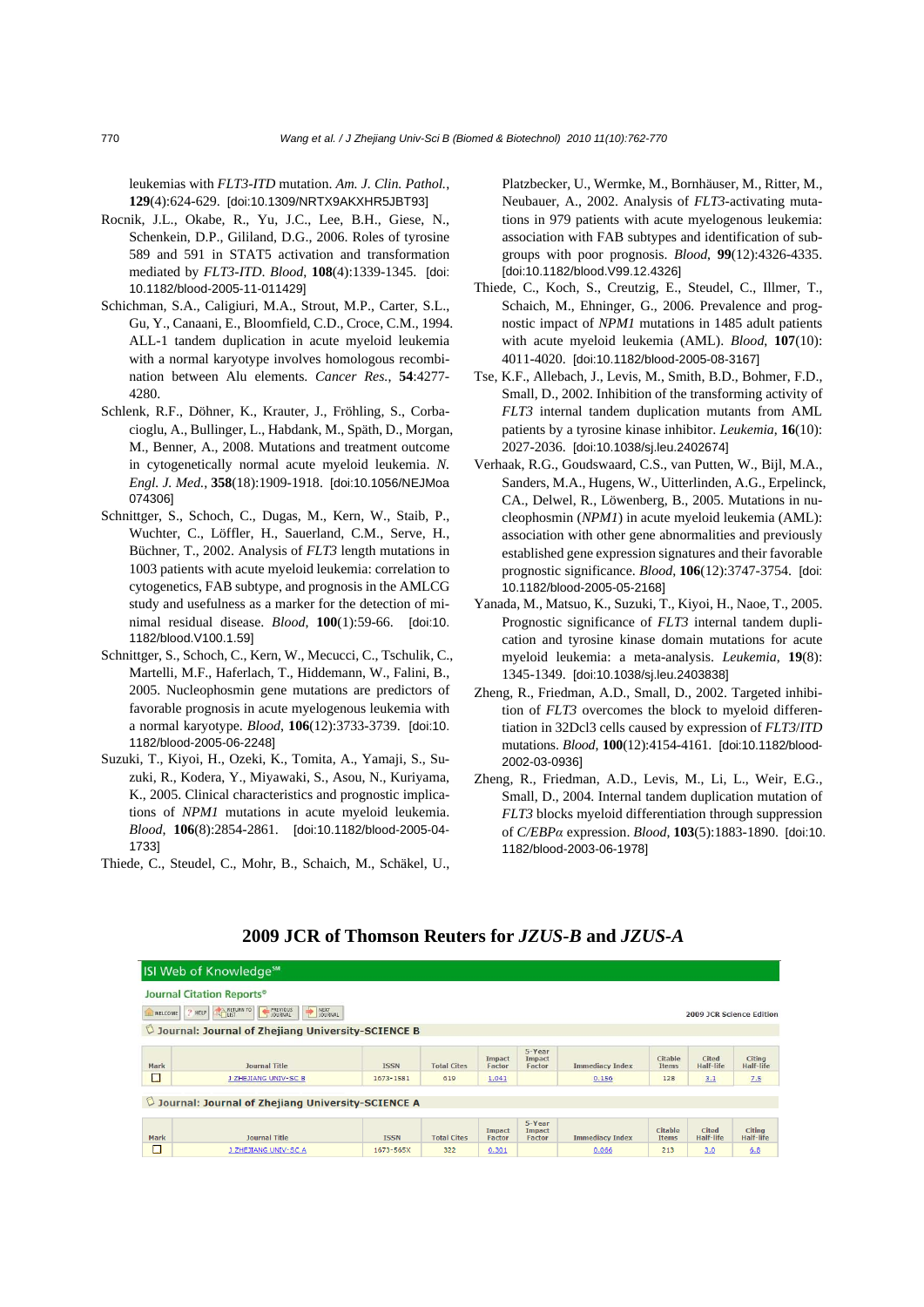leukemias with *FLT3-ITD* mutation. *Am. J. Clin. Pathol.*, **129**(4):624-629. [doi:10.1309/NRTX9AKXHR5JBT93]

Rocnik, J.L., Okabe, R., Yu, J.C., Lee, B.H., Giese, N., Schenkein, D.P., Gililand, D.G., 2006. Roles of tyrosine 589 and 591 in STAT5 activation and transformation mediated by *FLT3-ITD*. *Blood*, **108**(4):1339-1345. [doi:10.1182/blood-2005-11-011429]

Schichman, S.A., Caligiuri, M.A., Strout, M.P., Carter, S.L., Gu, Y., Canaani, E., Bloomfield, C.D., Croce, C.M., 1994. ALL-1 tandem duplication in acute myeloid leukemia with a normal karyotype involves homologous recombination between Alu elements. *Cancer Res.*, **54**:4277-4280.

Schlenk, R.F., Döhner, K., Krauter, J., Fröhling, S., Corbacioglu, A., Bullinger, L., Habdank, M., Späth, D., Morgan, M., Benner, A., 2008. Mutations and treatment outcome in cytogenetically normal acute myeloid leukemia. *N. Engl. J. Med.*, **358**(18):1909-1918. [doi:10.1056/NEJMoa074306]

Schnittger, S., Schoch, C., Dugas, M., Kern, W., Staib, P., Wuchter, C., Löffler, H., Sauerland, C.M., Serve, H., Büchner, T., 2002. Analysis of *FLT3* length mutations in 1003 patients with acute myeloid leukemia: correlation to cytogenetics, FAB subtype, and prognosis in the AMLCG study and usefulness as a marker for the detection of minimal residual disease. *Blood*, **100**(1):59-66. [doi:10.1182/blood.V100.1.59]

Schnittger, S., Schoch, C., Kern, W., Mecucci, C., Tschulik, C., Martelli, M.F., Haferlach, T., Hiddemann, W., Falini, B., 2005. Nucleophosmin gene mutations are predictors of favorable prognosis in acute myelogenous leukemia with a normal karyotype. *Blood*, **106**(12):3733-3739. [doi:10.1182/blood-2005-06-2248]

Suzuki, T., Kiyoi, H., Ozeki, K., Tomita, A., Yamaji, S., Suzuki, R., Kodera, Y., Miyawaki, S., Asou, N., Kuriyama, K., 2005. Clinical characteristics and prognostic implications of *NPM1* mutations in acute myeloid leukemia. *Blood*, **106**(8):2854-2861. [doi:10.1182/blood-2005-04-1733]

Thiede, C., Steudel, C., Mohr, B., Schaich, M., Schäkel, U., Platzbecker, U., Wermke, M., Bornhäuser, M., Ritter, M., Neubauer, A., 2002. Analysis of *FLT3*-activating mutations in 979 patients with acute myelogenous leukemia: association with FAB subtypes and identification of subgroups with poor prognosis. *Blood*, **99**(12):4326-4335. [doi:10.1182/blood.V99.12.4326]

Thiede, C., Koch, S., Creutzig, E., Steudel, C., Illmer, T., Schaich, M., Ehninger, G., 2006. Prevalence and prognostic impact of *NPM1* mutations in 1485 adult patients with acute myeloid leukemia (AML). *Blood*, **107**(10):4011-4020. [doi:10.1182/blood-2005-08-3167]

Tse, K.F., Allebach, J., Levis, M., Smith, B.D., Bohmer, F.D., Small, D., 2002. Inhibition of the transforming activity of *FLT3* internal tandem duplication mutants from AML patients by a tyrosine kinase inhibitor. *Leukemia*, **16**(10):2027-2036. [doi:10.1038/sj.leu.2402674]

Verhaak, R.G., Goudswaard, C.S., van Putten, W., Bijl, M.A., Sanders, M.A., Hugens, W., Uitterlinden, A.G., Erpelinck, CA., Delwel, R., Löwenberg, B., 2005. Mutations in nucleophosmin (*NPM1*) in acute myeloid leukemia (AML): association with other gene abnormalities and previously established gene expression signatures and their favorable prognostic significance. *Blood*, **106**(12):3747-3754. [doi:10.1182/blood-2005-05-2168]

Yanada, M., Matsuo, K., Suzuki, T., Kiyoi, H., Naoe, T., 2005. Prognostic significance of *FLT3* internal tandem duplication and tyrosine kinase domain mutations for acute myeloid leukemia: a meta-analysis. *Leukemia*, **19**(8):1345-1349. [doi:10.1038/sj.leu.2403838]

Zheng, R., Friedman, A.D., Small, D., 2002. Targeted inhibition of *FLT3* overcomes the block to myeloid differentiation in 32Dcl3 cells caused by expression of *FLT3*/*ITD* mutations. *Blood*, **100**(12):4154-4161. [doi:10.1182/blood-2002-03-0936]

Zheng, R., Friedman, A.D., Levis, M., Li, L., Weir, E.G., Small, D., 2004. Internal tandem duplication mutation of *FLT3* blocks myeloid differentiation through suppression of *C/EBPα* expression. *Blood*, **103**(5):1883-1890. [doi:10.1182/blood-2003-06-1978]

## 2009 JCR of Thomson Reuters for *JZUS-B* and *JZUS-A*

ISI Web of Knowledge℠

Journal Citation Reports®

2009 JCR Science Edition

Journal: Journal of Zhejiang University-SCIENCE B

| Mark | Journal Title | ISSN | Total Cites | Impact Factor | 5-Year Impact Factor | Immediacy Index | Citable Items | Cited Half-life | Citing Half-life |
|---|---|---|---|---|---|---|---|---|---|
| ☐ | J ZHEJIANG UNIV-SC B | 1673-1581 | 619 | 1.041 | | 0.156 | 128 | 3.1 | 7.5 |

Journal: Journal of Zhejiang University-SCIENCE A

| Mark | Journal Title | ISSN | Total Cites | Impact Factor | 5-Year Impact Factor | Immediacy Index | Citable Items | Cited Half-life | Citing Half-life |
|---|---|---|---|---|---|---|---|---|---|
| ☐ | J ZHEJIANG UNIV-SC A | 1673-565X | 322 | 0.301 | | 0.066 | 213 | 3.0 | 6.8 |